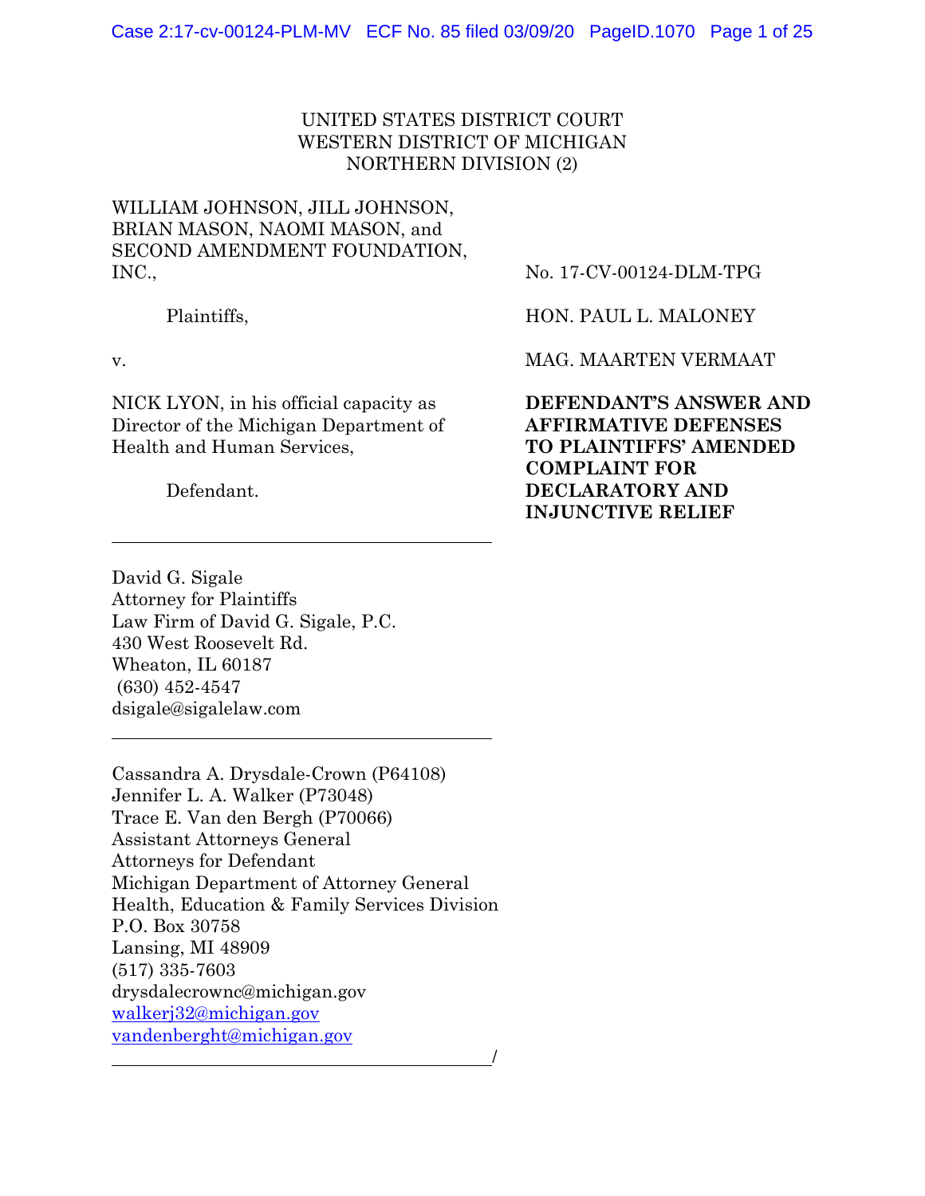UNITED STATES DISTRICT COURT
WESTERN DISTRICT OF MICHIGAN
NORTHERN DIVISION (2)

WILLIAM JOHNSON, JILL JOHNSON, BRIAN MASON, NAOMI MASON, and SECOND AMENDMENT FOUNDATION, INC.,

Plaintiffs,

v.

NICK LYON, in his official capacity as Director of the Michigan Department of Health and Human Services,

Defendant.

No. 17-CV-00124-DLM-TPG

HON. PAUL L. MALONEY

MAG. MAARTEN VERMAAT

**DEFENDANT'S ANSWER AND AFFIRMATIVE DEFENSES TO PLAINTIFFS' AMENDED COMPLAINT FOR DECLARATORY AND INJUNCTIVE RELIEF**

---

David G. Sigale
Attorney for Plaintiffs
Law Firm of David G. Sigale, P.C.
430 West Roosevelt Rd.
Wheaton, IL 60187
(630) 452-4547
dsigale@sigalelaw.com

---

Cassandra A. Drysdale-Crown (P64108)
Jennifer L. A. Walker (P73048)
Trace E. Van den Bergh (P70066)
Assistant Attorneys General
Attorneys for Defendant
Michigan Department of Attorney General
Health, Education & Family Services Division
P.O. Box 30758
Lansing, MI 48909
(517) 335-7603
drysdalecrownc@michigan.gov
walkerj32@michigan.gov
vandenberght@michigan.gov

---
/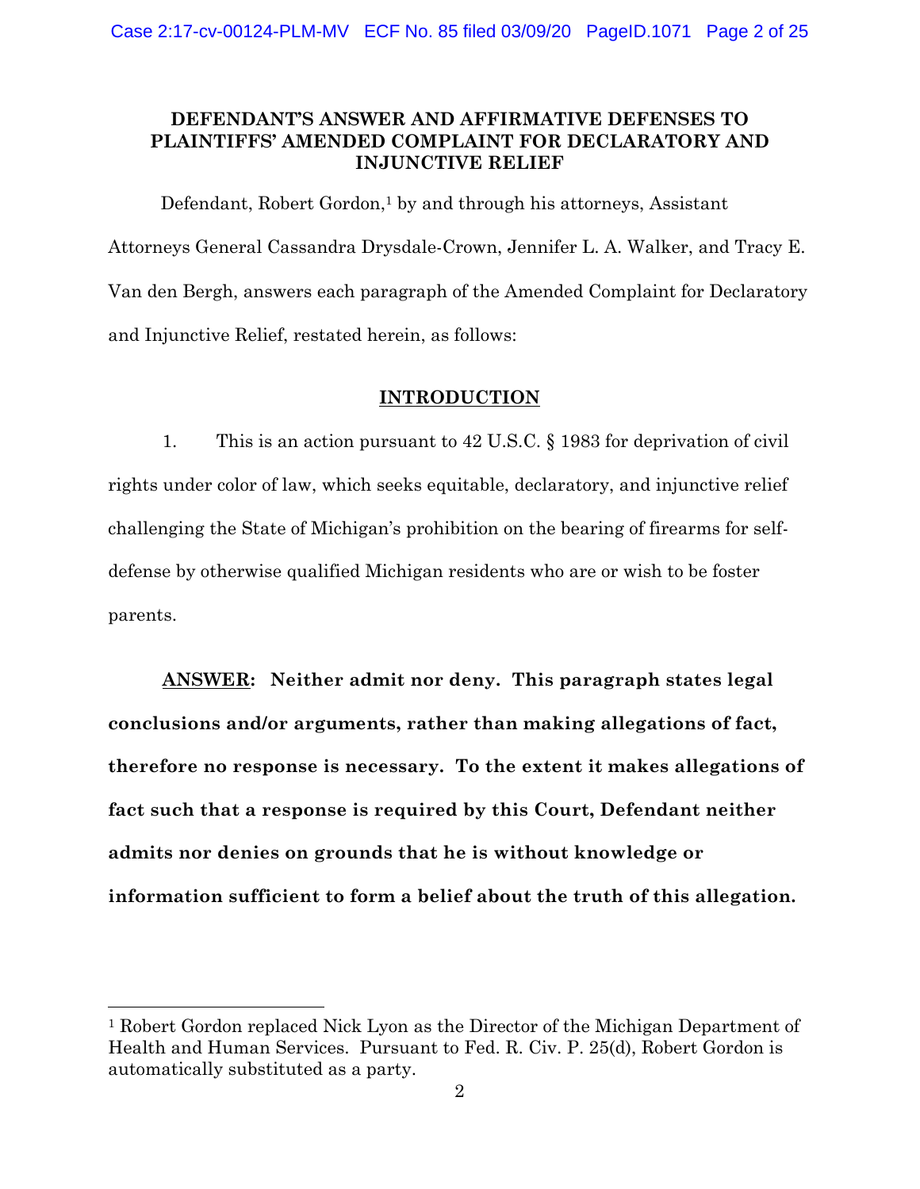**DEFENDANT'S ANSWER AND AFFIRMATIVE DEFENSES TO PLAINTIFFS' AMENDED COMPLAINT FOR DECLARATORY AND INJUNCTIVE RELIEF**

Defendant, Robert Gordon,[1] by and through his attorneys, Assistant Attorneys General Cassandra Drysdale-Crown, Jennifer L. A. Walker, and Tracy E. Van den Bergh, answers each paragraph of the Amended Complaint for Declaratory and Injunctive Relief, restated herein, as follows:

## INTRODUCTION

1. This is an action pursuant to 42 U.S.C. § 1983 for deprivation of civil rights under color of law, which seeks equitable, declaratory, and injunctive relief challenging the State of Michigan's prohibition on the bearing of firearms for self-defense by otherwise qualified Michigan residents who are or wish to be foster parents.

**ANSWER: Neither admit nor deny. This paragraph states legal conclusions and/or arguments, rather than making allegations of fact, therefore no response is necessary. To the extent it makes allegations of fact such that a response is required by this Court, Defendant neither admits nor denies on grounds that he is without knowledge or information sufficient to form a belief about the truth of this allegation.**

---

[1] Robert Gordon replaced Nick Lyon as the Director of the Michigan Department of Health and Human Services. Pursuant to Fed. R. Civ. P. 25(d), Robert Gordon is automatically substituted as a party.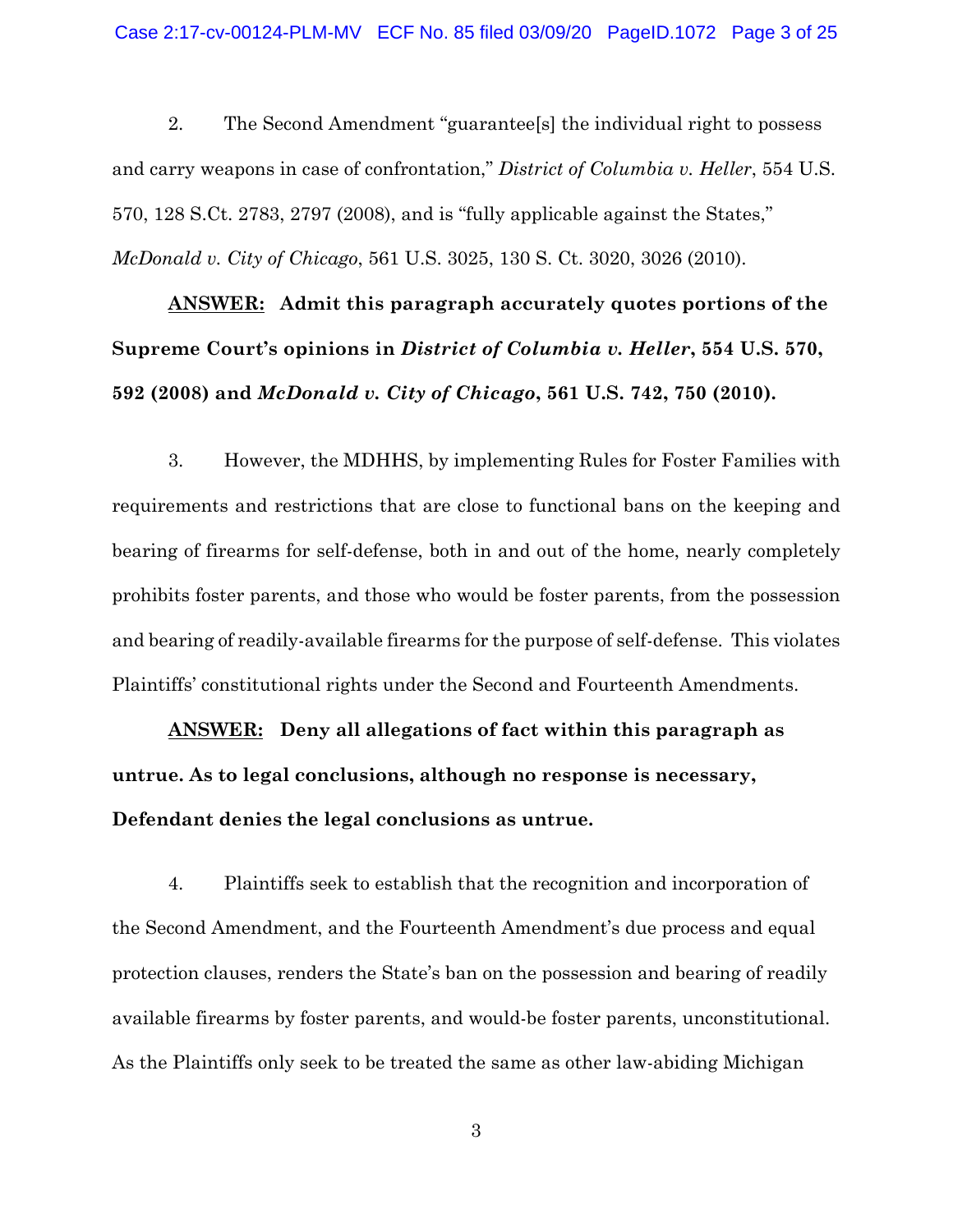2. The Second Amendment "guarantee[s] the individual right to possess and carry weapons in case of confrontation," *District of Columbia v. Heller*, 554 U.S. 570, 128 S.Ct. 2783, 2797 (2008), and is "fully applicable against the States," *McDonald v. City of Chicago*, 561 U.S. 3025, 130 S. Ct. 3020, 3026 (2010).

**<u>ANSWER:</u> Admit this paragraph accurately quotes portions of the Supreme Court's opinions in *District of Columbia v. Heller*, 554 U.S. 570, 592 (2008) and *McDonald v. City of Chicago*, 561 U.S. 742, 750 (2010).**

3. However, the MDHHS, by implementing Rules for Foster Families with requirements and restrictions that are close to functional bans on the keeping and bearing of firearms for self-defense, both in and out of the home, nearly completely prohibits foster parents, and those who would be foster parents, from the possession and bearing of readily-available firearms for the purpose of self-defense. This violates Plaintiffs' constitutional rights under the Second and Fourteenth Amendments.

**<u>ANSWER:</u> Deny all allegations of fact within this paragraph as untrue. As to legal conclusions, although no response is necessary, Defendant denies the legal conclusions as untrue.**

4. Plaintiffs seek to establish that the recognition and incorporation of the Second Amendment, and the Fourteenth Amendment's due process and equal protection clauses, renders the State's ban on the possession and bearing of readily available firearms by foster parents, and would-be foster parents, unconstitutional. As the Plaintiffs only seek to be treated the same as other law-abiding Michigan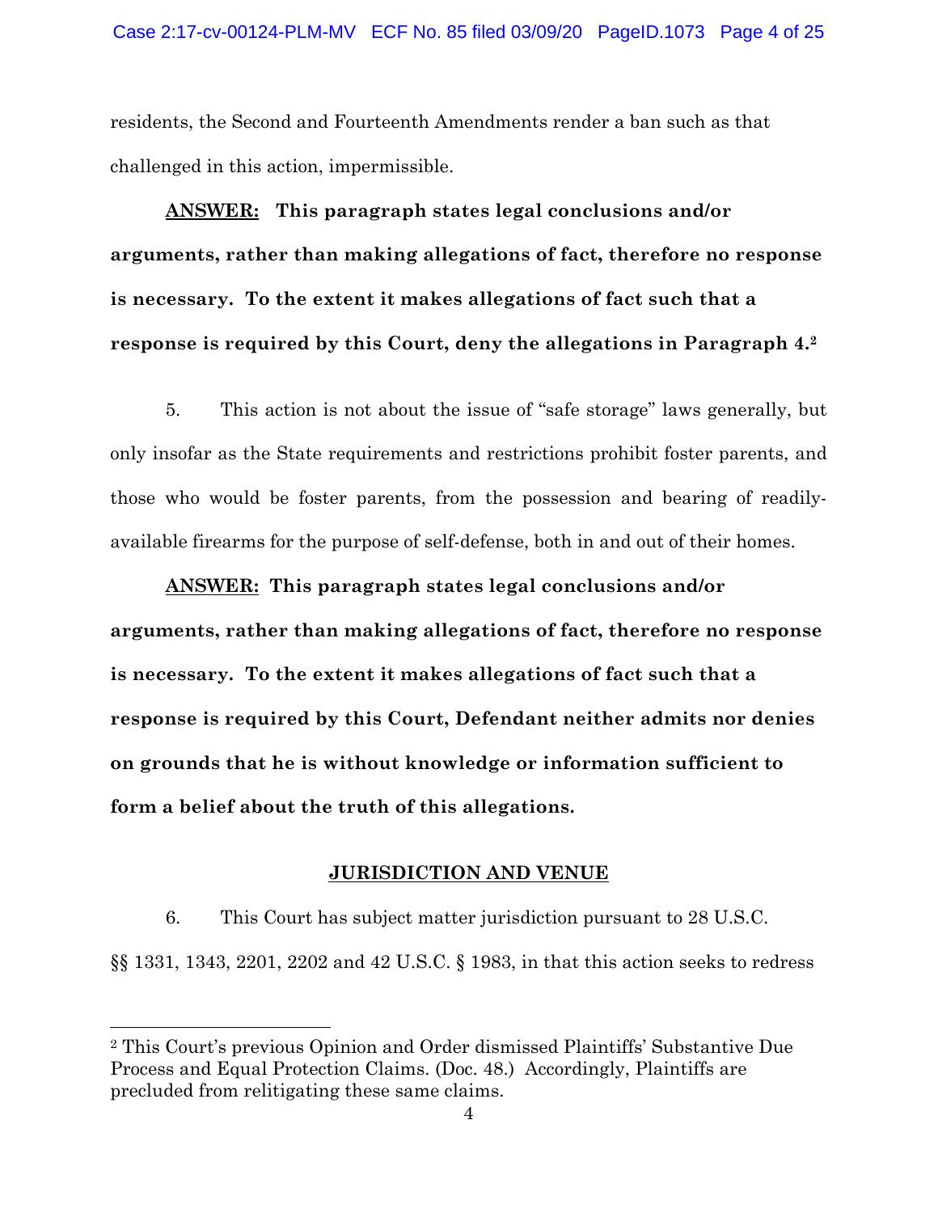residents, the Second and Fourteenth Amendments render a ban such as that challenged in this action, impermissible.

**<u>ANSWER:</u> This paragraph states legal conclusions and/or arguments, rather than making allegations of fact, therefore no response is necessary. To the extent it makes allegations of fact such that a response is required by this Court, deny the allegations in Paragraph 4.**[2]

5. This action is not about the issue of "safe storage" laws generally, but only insofar as the State requirements and restrictions prohibit foster parents, and those who would be foster parents, from the possession and bearing of readily-available firearms for the purpose of self-defense, both in and out of their homes.

**<u>ANSWER:</u> This paragraph states legal conclusions and/or arguments, rather than making allegations of fact, therefore no response is necessary. To the extent it makes allegations of fact such that a response is required by this Court, Defendant neither admits nor denies on grounds that he is without knowledge or information sufficient to form a belief about the truth of this allegations.**

## JURISDICTION AND VENUE

6. This Court has subject matter jurisdiction pursuant to 28 U.S.C. §§ 1331, 1343, 2201, 2202 and 42 U.S.C. § 1983, in that this action seeks to redress

---

[2] This Court's previous Opinion and Order dismissed Plaintiffs' Substantive Due Process and Equal Protection Claims. (Doc. 48.) Accordingly, Plaintiffs are precluded from relitigating these same claims.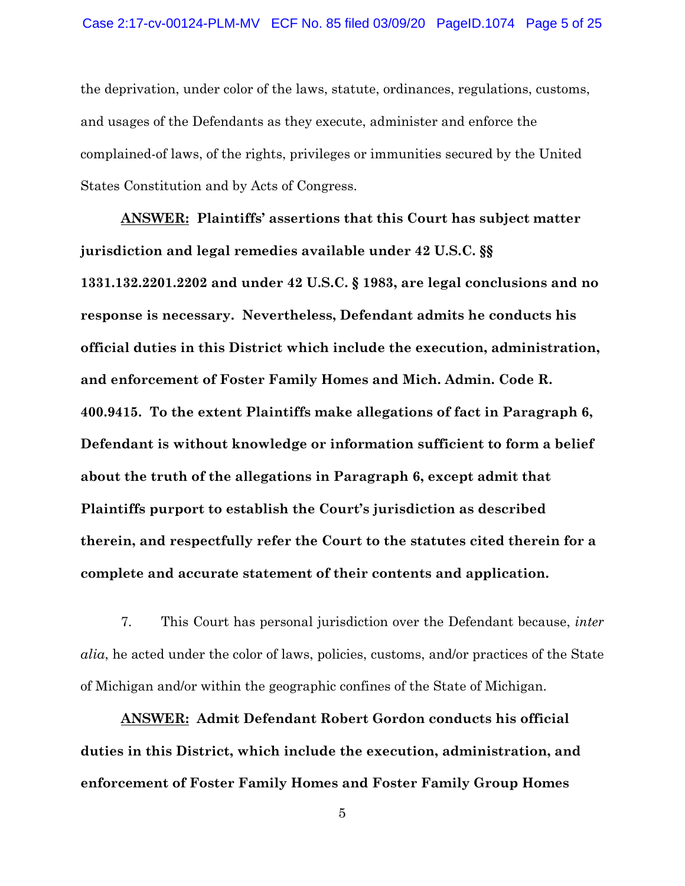the deprivation, under color of the laws, statute, ordinances, regulations, customs, and usages of the Defendants as they execute, administer and enforce the complained-of laws, of the rights, privileges or immunities secured by the United States Constitution and by Acts of Congress.

**__ANSWER:__ Plaintiffs' assertions that this Court has subject matter jurisdiction and legal remedies available under 42 U.S.C. §§ 1331.132.2201.2202 and under 42 U.S.C. § 1983, are legal conclusions and no response is necessary. Nevertheless, Defendant admits he conducts his official duties in this District which include the execution, administration, and enforcement of Foster Family Homes and Mich. Admin. Code R. 400.9415. To the extent Plaintiffs make allegations of fact in Paragraph 6, Defendant is without knowledge or information sufficient to form a belief about the truth of the allegations in Paragraph 6, except admit that Plaintiffs purport to establish the Court's jurisdiction as described therein, and respectfully refer the Court to the statutes cited therein for a complete and accurate statement of their contents and application.**

7. This Court has personal jurisdiction over the Defendant because, *inter alia*, he acted under the color of laws, policies, customs, and/or practices of the State of Michigan and/or within the geographic confines of the State of Michigan.

**__ANSWER:__ Admit Defendant Robert Gordon conducts his official duties in this District, which include the execution, administration, and enforcement of Foster Family Homes and Foster Family Group Homes**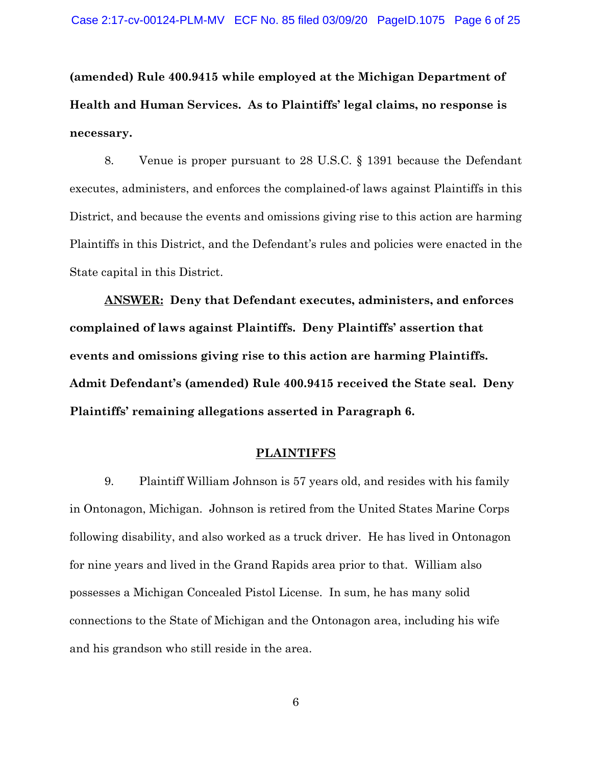**(amended) Rule 400.9415 while employed at the Michigan Department of Health and Human Services. As to Plaintiffs' legal claims, no response is necessary.**

8. Venue is proper pursuant to 28 U.S.C. § 1391 because the Defendant executes, administers, and enforces the complained-of laws against Plaintiffs in this District, and because the events and omissions giving rise to this action are harming Plaintiffs in this District, and the Defendant's rules and policies were enacted in the State capital in this District.

**<u>ANSWER:</u> Deny that Defendant executes, administers, and enforces complained of laws against Plaintiffs. Deny Plaintiffs' assertion that events and omissions giving rise to this action are harming Plaintiffs. Admit Defendant's (amended) Rule 400.9415 received the State seal. Deny Plaintiffs' remaining allegations asserted in Paragraph 6.**

## <u>PLAINTIFFS</u>

9. Plaintiff William Johnson is 57 years old, and resides with his family in Ontonagon, Michigan. Johnson is retired from the United States Marine Corps following disability, and also worked as a truck driver. He has lived in Ontonagon for nine years and lived in the Grand Rapids area prior to that. William also possesses a Michigan Concealed Pistol License. In sum, he has many solid connections to the State of Michigan and the Ontonagon area, including his wife and his grandson who still reside in the area.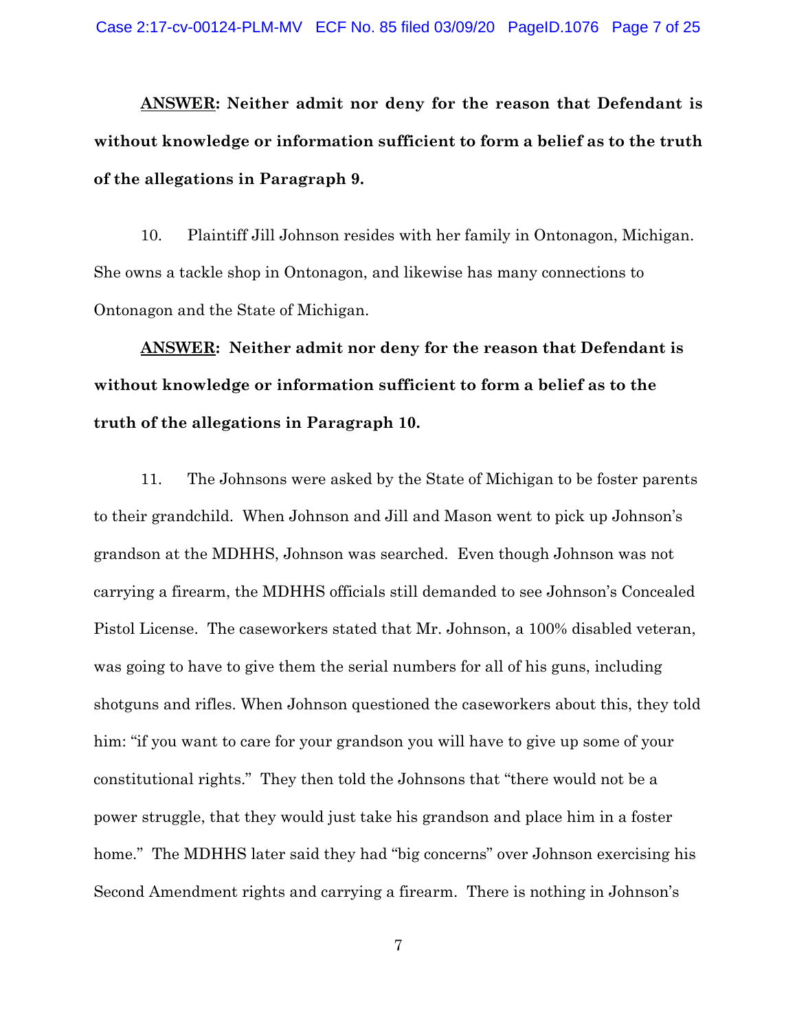**<u>ANSWER</u>: Neither admit nor deny for the reason that Defendant is without knowledge or information sufficient to form a belief as to the truth of the allegations in Paragraph 9.**

10. Plaintiff Jill Johnson resides with her family in Ontonagon, Michigan. She owns a tackle shop in Ontonagon, and likewise has many connections to Ontonagon and the State of Michigan.

**<u>ANSWER</u>: Neither admit nor deny for the reason that Defendant is without knowledge or information sufficient to form a belief as to the truth of the allegations in Paragraph 10.**

11. The Johnsons were asked by the State of Michigan to be foster parents to their grandchild. When Johnson and Jill and Mason went to pick up Johnson's grandson at the MDHHS, Johnson was searched. Even though Johnson was not carrying a firearm, the MDHHS officials still demanded to see Johnson's Concealed Pistol License. The caseworkers stated that Mr. Johnson, a 100% disabled veteran, was going to have to give them the serial numbers for all of his guns, including shotguns and rifles. When Johnson questioned the caseworkers about this, they told him: "if you want to care for your grandson you will have to give up some of your constitutional rights." They then told the Johnsons that "there would not be a power struggle, that they would just take his grandson and place him in a foster home." The MDHHS later said they had "big concerns" over Johnson exercising his Second Amendment rights and carrying a firearm. There is nothing in Johnson's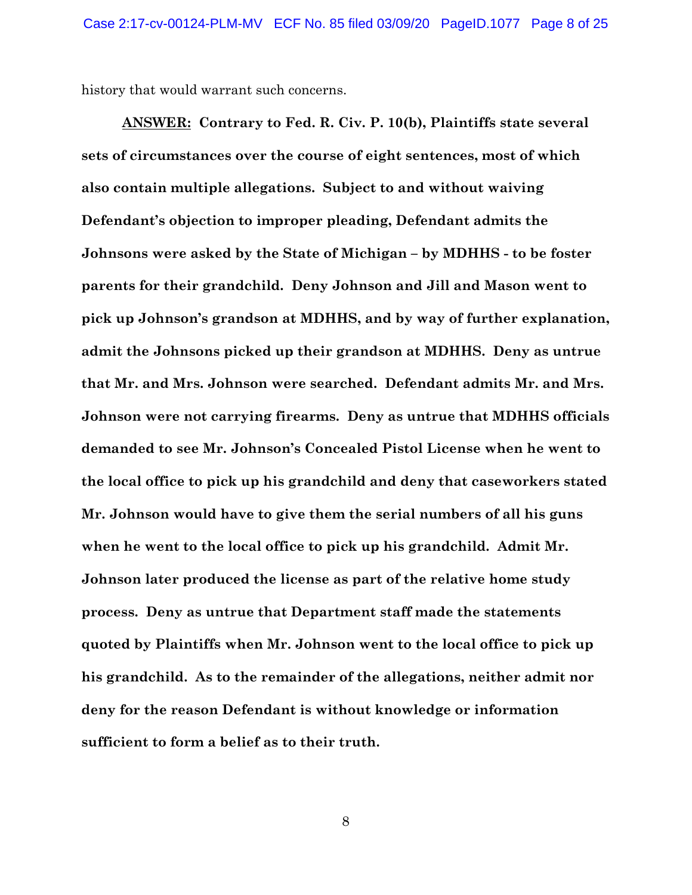history that would warrant such concerns.

**<u>ANSWER:</u> Contrary to Fed. R. Civ. P. 10(b), Plaintiffs state several sets of circumstances over the course of eight sentences, most of which also contain multiple allegations. Subject to and without waiving Defendant's objection to improper pleading, Defendant admits the Johnsons were asked by the State of Michigan – by MDHHS - to be foster parents for their grandchild. Deny Johnson and Jill and Mason went to pick up Johnson's grandson at MDHHS, and by way of further explanation, admit the Johnsons picked up their grandson at MDHHS. Deny as untrue that Mr. and Mrs. Johnson were searched. Defendant admits Mr. and Mrs. Johnson were not carrying firearms. Deny as untrue that MDHHS officials demanded to see Mr. Johnson's Concealed Pistol License when he went to the local office to pick up his grandchild and deny that caseworkers stated Mr. Johnson would have to give them the serial numbers of all his guns when he went to the local office to pick up his grandchild. Admit Mr. Johnson later produced the license as part of the relative home study process. Deny as untrue that Department staff made the statements quoted by Plaintiffs when Mr. Johnson went to the local office to pick up his grandchild. As to the remainder of the allegations, neither admit nor deny for the reason Defendant is without knowledge or information sufficient to form a belief as to their truth.**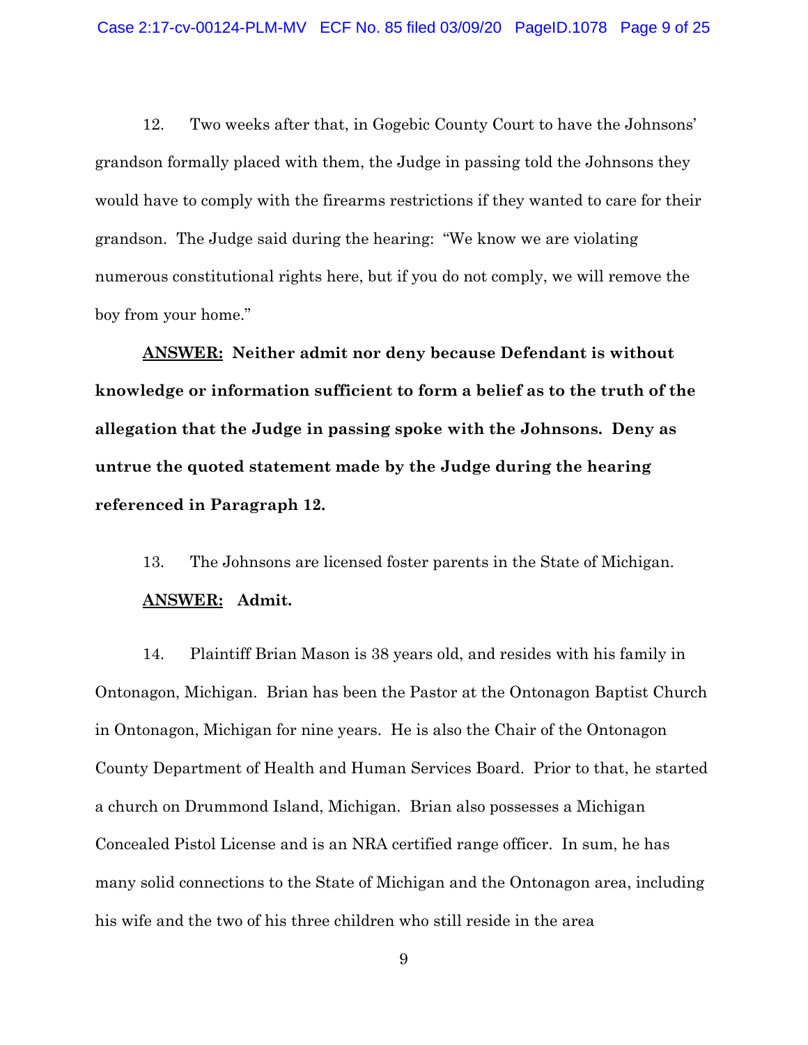12. Two weeks after that, in Gogebic County Court to have the Johnsons' grandson formally placed with them, the Judge in passing told the Johnsons they would have to comply with the firearms restrictions if they wanted to care for their grandson. The Judge said during the hearing: "We know we are violating numerous constitutional rights here, but if you do not comply, we will remove the boy from your home."

**__ANSWER:__ Neither admit nor deny because Defendant is without knowledge or information sufficient to form a belief as to the truth of the allegation that the Judge in passing spoke with the Johnsons. Deny as untrue the quoted statement made by the Judge during the hearing referenced in Paragraph 12.**

13. The Johnsons are licensed foster parents in the State of Michigan.

**__ANSWER:__ Admit.**

14. Plaintiff Brian Mason is 38 years old, and resides with his family in Ontonagon, Michigan. Brian has been the Pastor at the Ontonagon Baptist Church in Ontonagon, Michigan for nine years. He is also the Chair of the Ontonagon County Department of Health and Human Services Board. Prior to that, he started a church on Drummond Island, Michigan. Brian also possesses a Michigan Concealed Pistol License and is an NRA certified range officer. In sum, he has many solid connections to the State of Michigan and the Ontonagon area, including his wife and the two of his three children who still reside in the area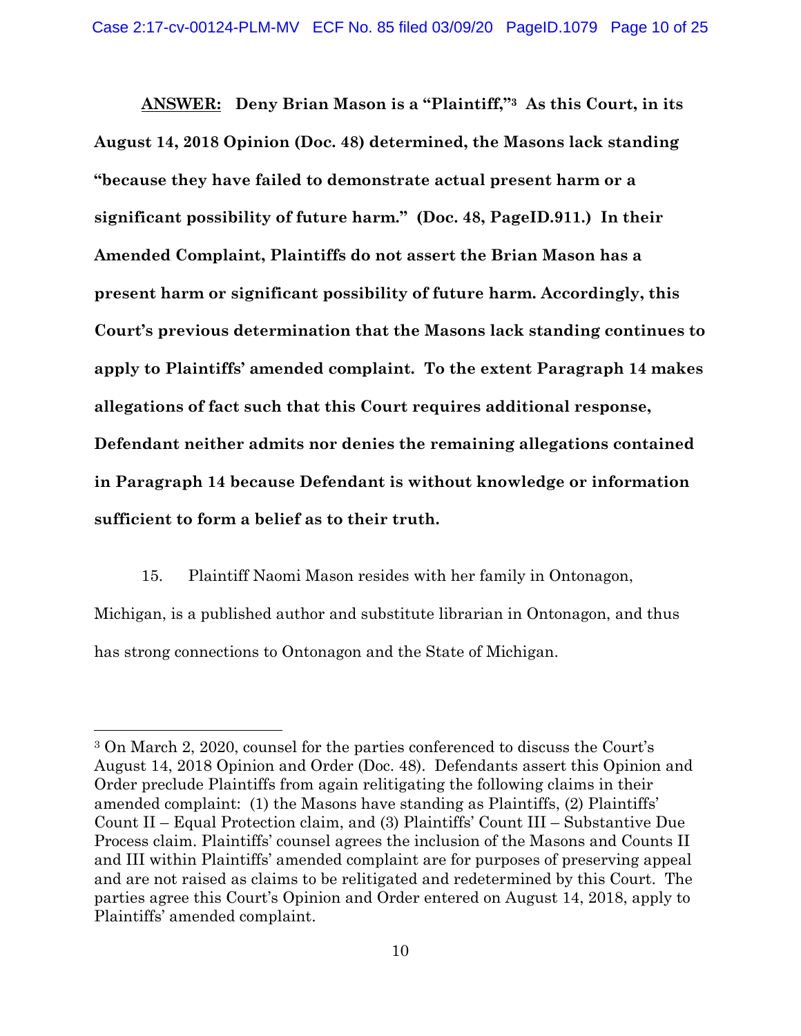**<u>ANSWER:</u> Deny Brian Mason is a "Plaintiff,"[3] As this Court, in its August 14, 2018 Opinion (Doc. 48) determined, the Masons lack standing "because they have failed to demonstrate actual present harm or a significant possibility of future harm." (Doc. 48, PageID.911.) In their Amended Complaint, Plaintiffs do not assert the Brian Mason has a present harm or significant possibility of future harm. Accordingly, this Court's previous determination that the Masons lack standing continues to apply to Plaintiffs' amended complaint. To the extent Paragraph 14 makes allegations of fact such that this Court requires additional response, Defendant neither admits nor denies the remaining allegations contained in Paragraph 14 because Defendant is without knowledge or information sufficient to form a belief as to their truth.**

15. Plaintiff Naomi Mason resides with her family in Ontonagon, Michigan, is a published author and substitute librarian in Ontonagon, and thus has strong connections to Ontonagon and the State of Michigan.

---

[3] On March 2, 2020, counsel for the parties conferenced to discuss the Court's August 14, 2018 Opinion and Order (Doc. 48). Defendants assert this Opinion and Order preclude Plaintiffs from again relitigating the following claims in their amended complaint: (1) the Masons have standing as Plaintiffs, (2) Plaintiffs' Count II – Equal Protection claim, and (3) Plaintiffs' Count III – Substantive Due Process claim. Plaintiffs' counsel agrees the inclusion of the Masons and Counts II and III within Plaintiffs' amended complaint are for purposes of preserving appeal and are not raised as claims to be relitigated and redetermined by this Court. The parties agree this Court's Opinion and Order entered on August 14, 2018, apply to Plaintiffs' amended complaint.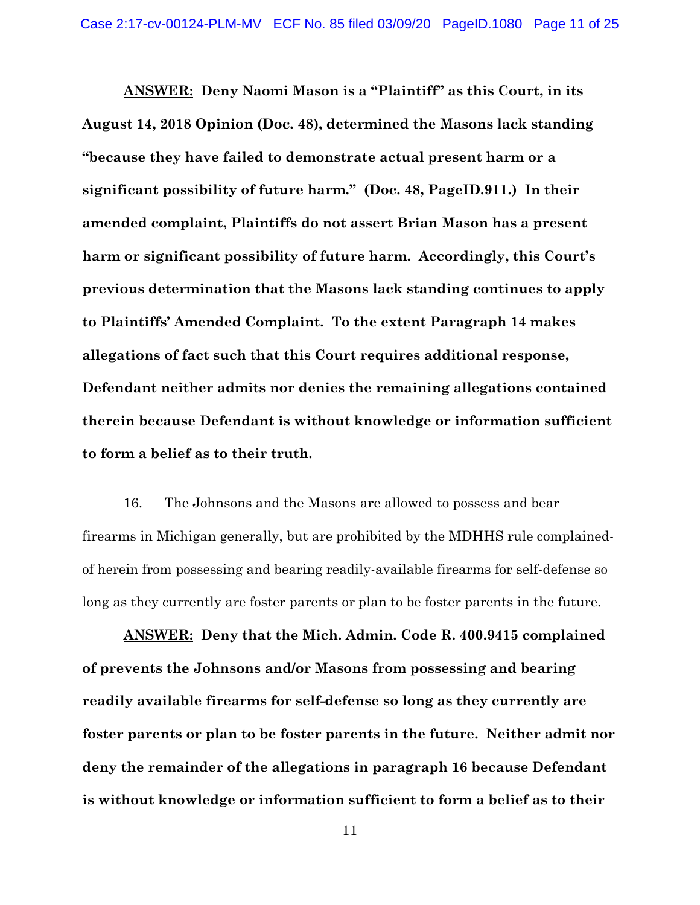**ANSWER:** **Deny Naomi Mason is a "Plaintiff" as this Court, in its August 14, 2018 Opinion (Doc. 48), determined the Masons lack standing "because they have failed to demonstrate actual present harm or a significant possibility of future harm." (Doc. 48, PageID.911.) In their amended complaint, Plaintiffs do not assert Brian Mason has a present harm or significant possibility of future harm. Accordingly, this Court's previous determination that the Masons lack standing continues to apply to Plaintiffs' Amended Complaint. To the extent Paragraph 14 makes allegations of fact such that this Court requires additional response, Defendant neither admits nor denies the remaining allegations contained therein because Defendant is without knowledge or information sufficient to form a belief as to their truth.**

16. The Johnsons and the Masons are allowed to possess and bear firearms in Michigan generally, but are prohibited by the MDHHS rule complained-of herein from possessing and bearing readily-available firearms for self-defense so long as they currently are foster parents or plan to be foster parents in the future.

**ANSWER:** **Deny that the Mich. Admin. Code R. 400.9415 complained of prevents the Johnsons and/or Masons from possessing and bearing readily available firearms for self-defense so long as they currently are foster parents or plan to be foster parents in the future. Neither admit nor deny the remainder of the allegations in paragraph 16 because Defendant is without knowledge or information sufficient to form a belief as to their**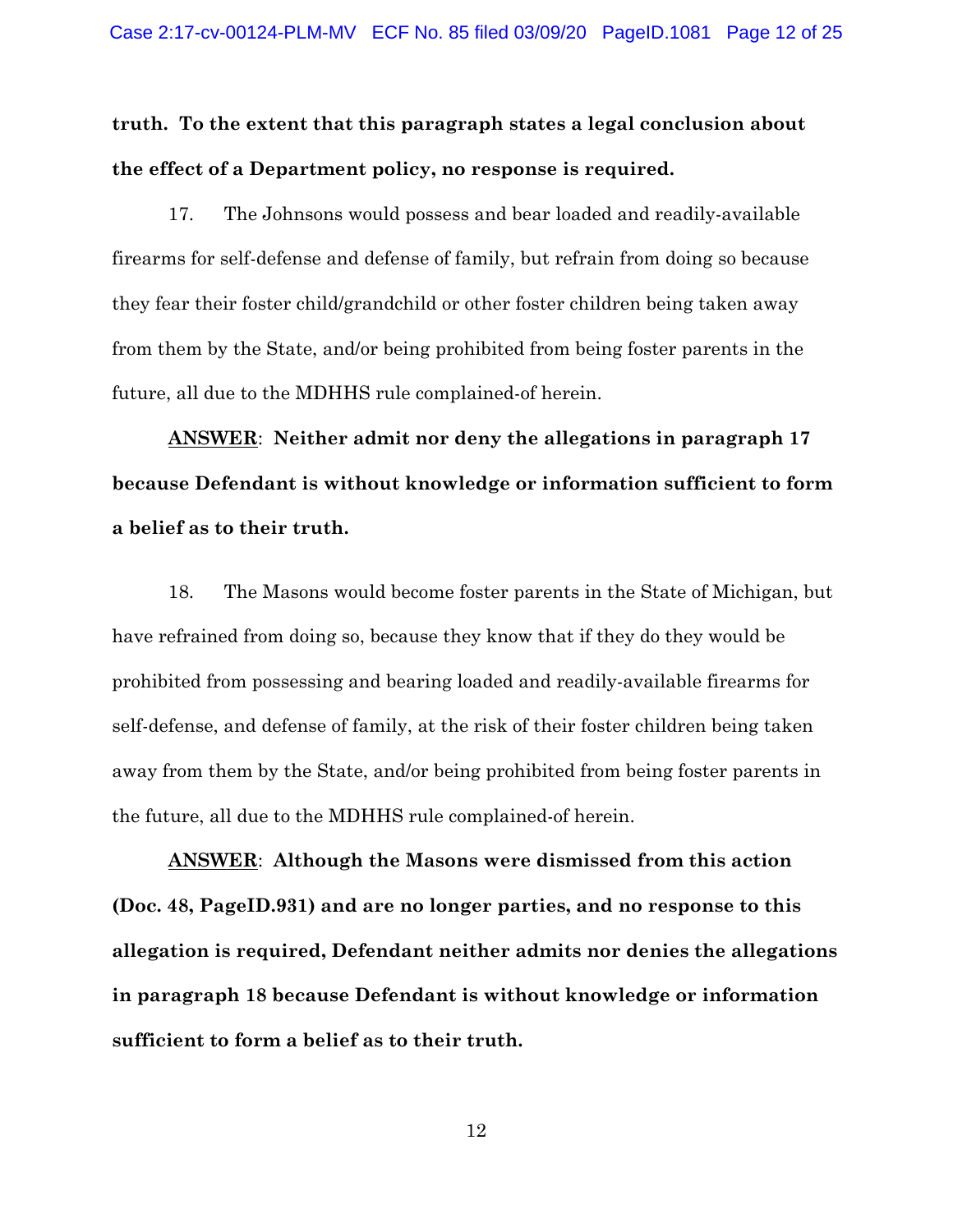**truth. To the extent that this paragraph states a legal conclusion about the effect of a Department policy, no response is required.**

17. The Johnsons would possess and bear loaded and readily-available firearms for self-defense and defense of family, but refrain from doing so because they fear their foster child/grandchild or other foster children being taken away from them by the State, and/or being prohibited from being foster parents in the future, all due to the MDHHS rule complained-of herein.

**<u>ANSWER</u>: Neither admit nor deny the allegations in paragraph 17 because Defendant is without knowledge or information sufficient to form a belief as to their truth.**

18. The Masons would become foster parents in the State of Michigan, but have refrained from doing so, because they know that if they do they would be prohibited from possessing and bearing loaded and readily-available firearms for self-defense, and defense of family, at the risk of their foster children being taken away from them by the State, and/or being prohibited from being foster parents in the future, all due to the MDHHS rule complained-of herein.

**<u>ANSWER</u>: Although the Masons were dismissed from this action (Doc. 48, PageID.931) and are no longer parties, and no response to this allegation is required, Defendant neither admits nor denies the allegations in paragraph 18 because Defendant is without knowledge or information sufficient to form a belief as to their truth.**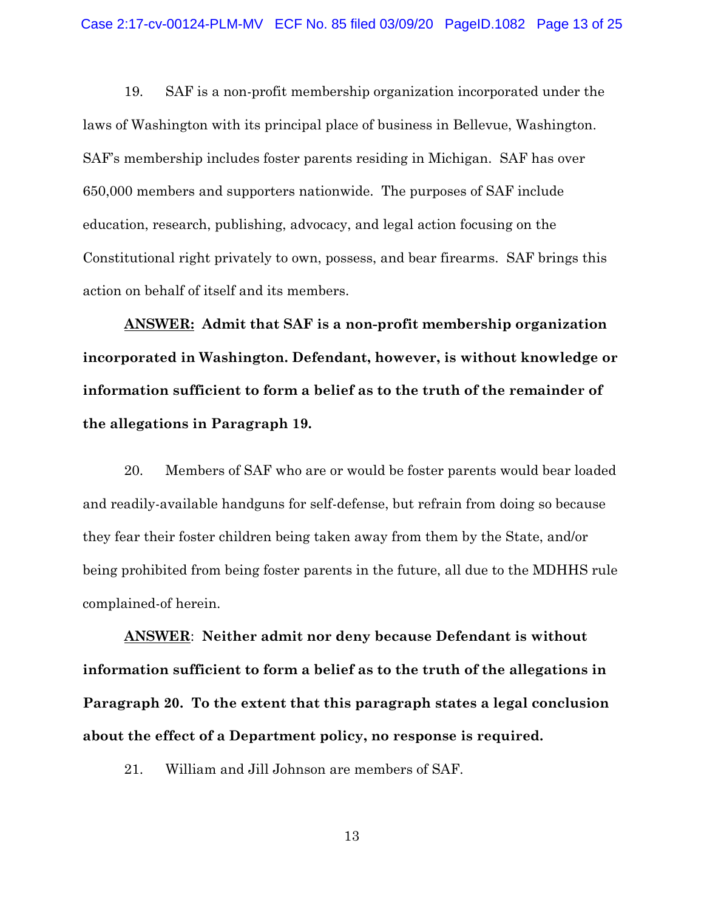19. SAF is a non-profit membership organization incorporated under the laws of Washington with its principal place of business in Bellevue, Washington. SAF's membership includes foster parents residing in Michigan. SAF has over 650,000 members and supporters nationwide. The purposes of SAF include education, research, publishing, advocacy, and legal action focusing on the Constitutional right privately to own, possess, and bear firearms. SAF brings this action on behalf of itself and its members.

**<u>ANSWER:</u> Admit that SAF is a non-profit membership organization incorporated in Washington. Defendant, however, is without knowledge or information sufficient to form a belief as to the truth of the remainder of the allegations in Paragraph 19.**

20. Members of SAF who are or would be foster parents would bear loaded and readily-available handguns for self-defense, but refrain from doing so because they fear their foster children being taken away from them by the State, and/or being prohibited from being foster parents in the future, all due to the MDHHS rule complained-of herein.

**<u>ANSWER</u>: Neither admit nor deny because Defendant is without information sufficient to form a belief as to the truth of the allegations in Paragraph 20. To the extent that this paragraph states a legal conclusion about the effect of a Department policy, no response is required.**

21. William and Jill Johnson are members of SAF.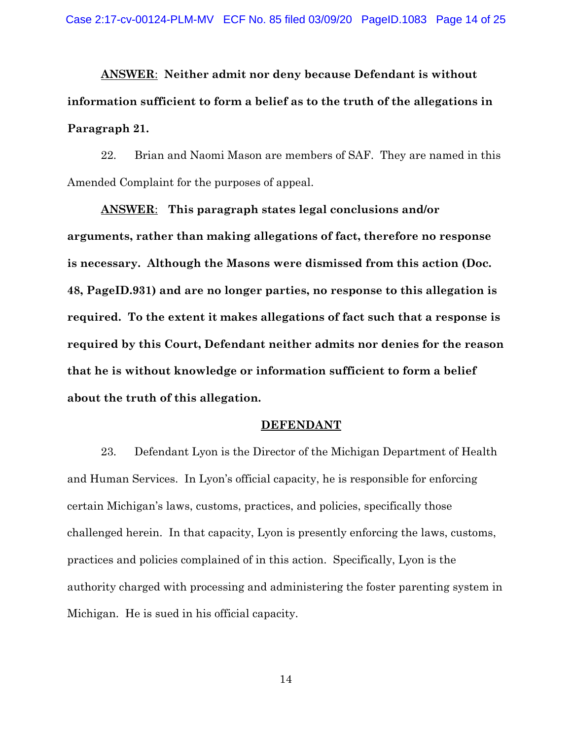**ANSWER**: **Neither admit nor deny because Defendant is without information sufficient to form a belief as to the truth of the allegations in Paragraph 21.**

22. Brian and Naomi Mason are members of SAF. They are named in this Amended Complaint for the purposes of appeal.

**ANSWER**: **This paragraph states legal conclusions and/or arguments, rather than making allegations of fact, therefore no response is necessary. Although the Masons were dismissed from this action (Doc. 48, PageID.931) and are no longer parties, no response to this allegation is required. To the extent it makes allegations of fact such that a response is required by this Court, Defendant neither admits nor denies for the reason that he is without knowledge or information sufficient to form a belief about the truth of this allegation.**

## DEFENDANT

23. Defendant Lyon is the Director of the Michigan Department of Health and Human Services. In Lyon's official capacity, he is responsible for enforcing certain Michigan's laws, customs, practices, and policies, specifically those challenged herein. In that capacity, Lyon is presently enforcing the laws, customs, practices and policies complained of in this action. Specifically, Lyon is the authority charged with processing and administering the foster parenting system in Michigan. He is sued in his official capacity.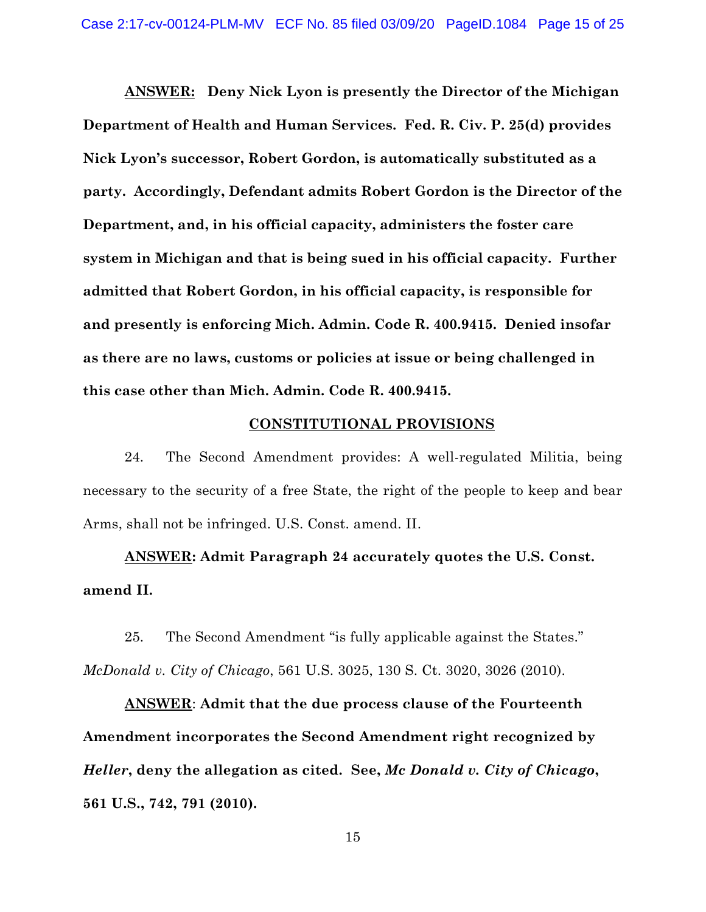**<u>ANSWER:</u> Deny Nick Lyon is presently the Director of the Michigan Department of Health and Human Services. Fed. R. Civ. P. 25(d) provides Nick Lyon's successor, Robert Gordon, is automatically substituted as a party. Accordingly, Defendant admits Robert Gordon is the Director of the Department, and, in his official capacity, administers the foster care system in Michigan and that is being sued in his official capacity. Further admitted that Robert Gordon, in his official capacity, is responsible for and presently is enforcing Mich. Admin. Code R. 400.9415. Denied insofar as there are no laws, customs or policies at issue or being challenged in this case other than Mich. Admin. Code R. 400.9415.**

## <u>CONSTITUTIONAL PROVISIONS</u>

24. The Second Amendment provides: A well-regulated Militia, being necessary to the security of a free State, the right of the people to keep and bear Arms, shall not be infringed. U.S. Const. amend. II.

**<u>ANSWER</u>: Admit Paragraph 24 accurately quotes the U.S. Const. amend II.**

25. The Second Amendment "is fully applicable against the States." *McDonald v. City of Chicago*, 561 U.S. 3025, 130 S. Ct. 3020, 3026 (2010).

**<u>ANSWER</u>: Admit that the due process clause of the Fourteenth Amendment incorporates the Second Amendment right recognized by *Heller*, deny the allegation as cited. See, *Mc Donald v. City of Chicago*, 561 U.S., 742, 791 (2010).**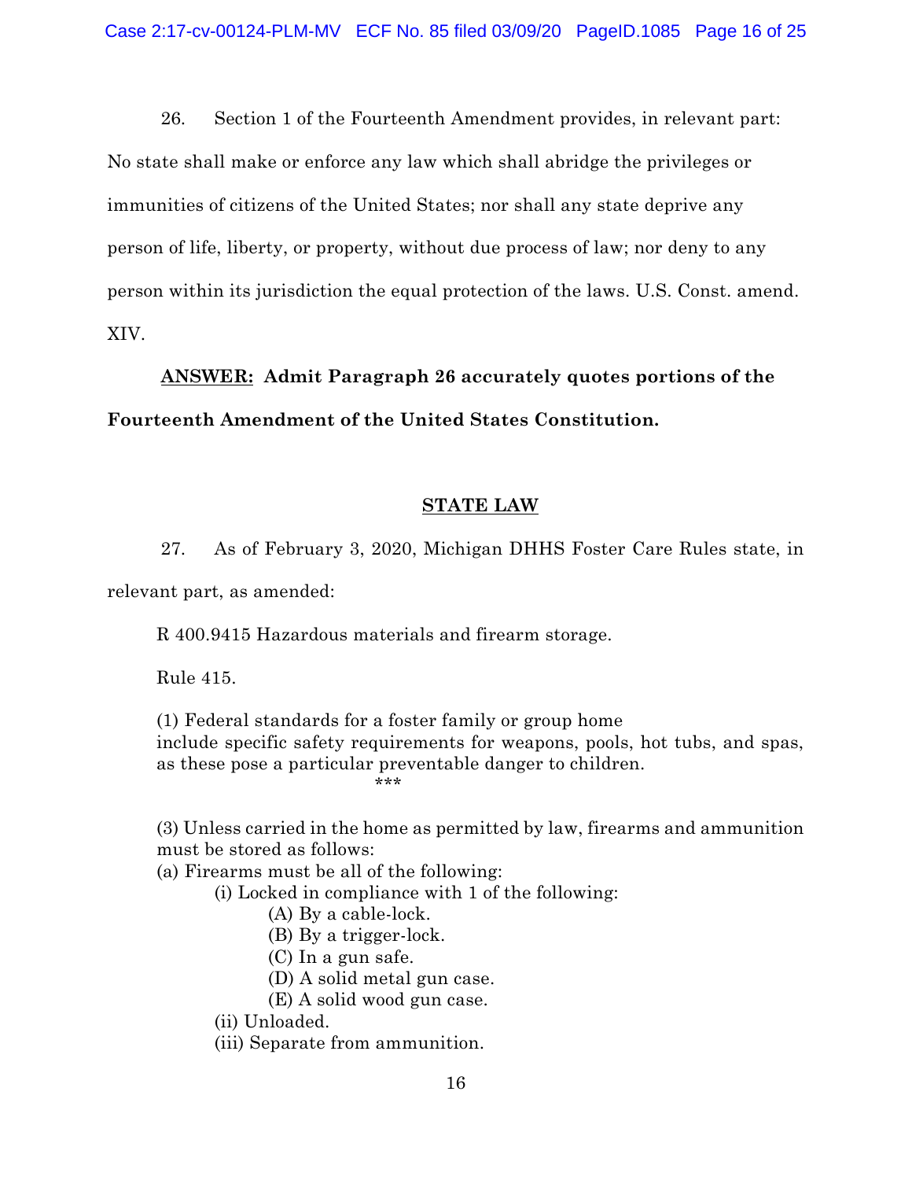26. Section 1 of the Fourteenth Amendment provides, in relevant part: No state shall make or enforce any law which shall abridge the privileges or immunities of citizens of the United States; nor shall any state deprive any person of life, liberty, or property, without due process of law; nor deny to any person within its jurisdiction the equal protection of the laws. U.S. Const. amend. XIV.

**<u>ANSWER:</u> Admit Paragraph 26 accurately quotes portions of the Fourteenth Amendment of the United States Constitution.**

## <u>STATE LAW</u>

27. As of February 3, 2020, Michigan DHHS Foster Care Rules state, in relevant part, as amended:

> R 400.9415 Hazardous materials and firearm storage.
>
> Rule 415.
>
> (1) Federal standards for a foster family or group home include specific safety requirements for weapons, pools, hot tubs, and spas, as these pose a particular preventable danger to children.
>
> ***
>
> (3) Unless carried in the home as permitted by law, firearms and ammunition must be stored as follows:
> (a) Firearms must be all of the following:
>   (i) Locked in compliance with 1 of the following:
>     (A) By a cable-lock.
>     (B) By a trigger-lock.
>     (C) In a gun safe.
>     (D) A solid metal gun case.
>     (E) A solid wood gun case.
>   (ii) Unloaded.
>   (iii) Separate from ammunition.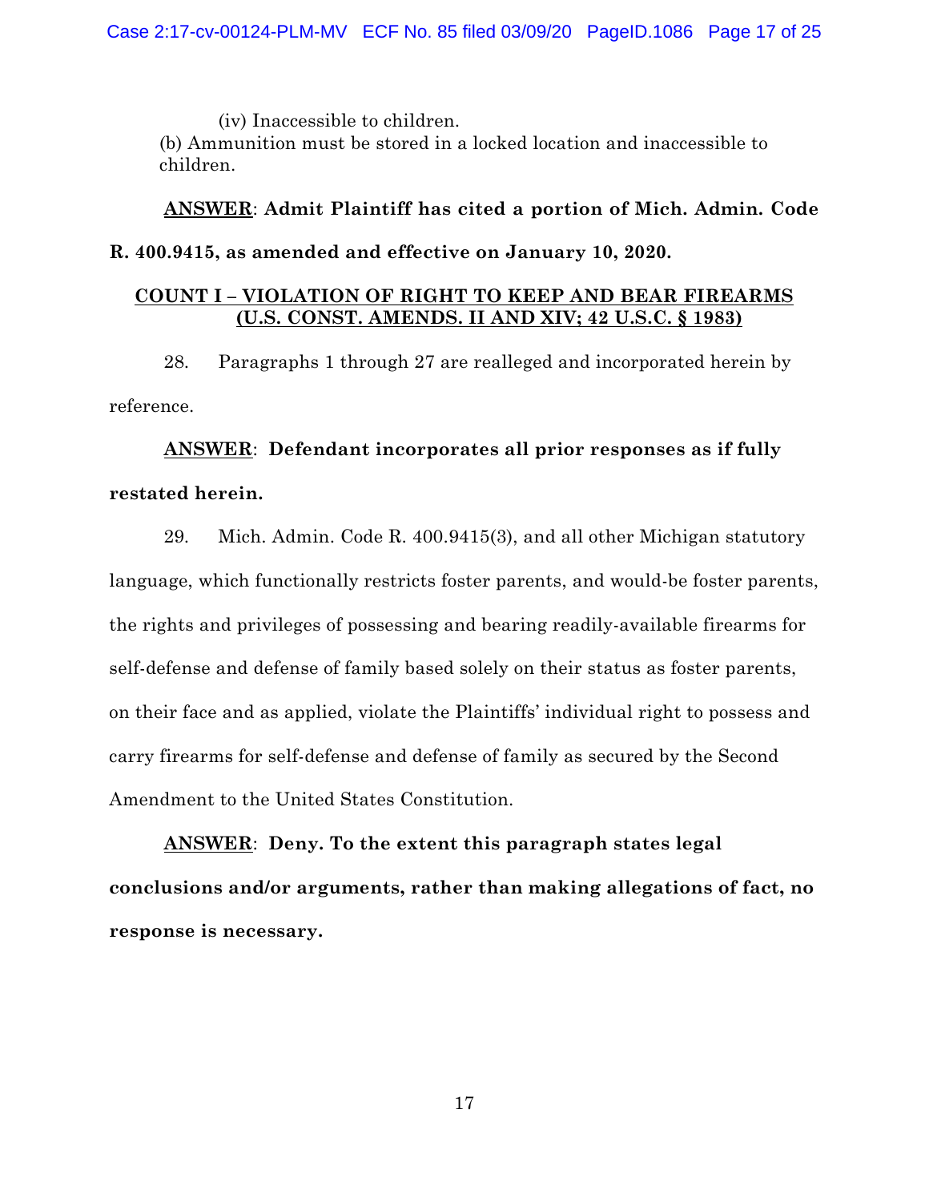(iv) Inaccessible to children.

(b) Ammunition must be stored in a locked location and inaccessible to children.

**ANSWER: Admit Plaintiff has cited a portion of Mich. Admin. Code R. 400.9415, as amended and effective on January 10, 2020.**

**COUNT I – VIOLATION OF RIGHT TO KEEP AND BEAR FIREARMS (U.S. CONST. AMENDS. II AND XIV; 42 U.S.C. § 1983)**

28. Paragraphs 1 through 27 are realleged and incorporated herein by reference.

**ANSWER: Defendant incorporates all prior responses as if fully restated herein.**

29. Mich. Admin. Code R. 400.9415(3), and all other Michigan statutory language, which functionally restricts foster parents, and would-be foster parents, the rights and privileges of possessing and bearing readily-available firearms for self-defense and defense of family based solely on their status as foster parents, on their face and as applied, violate the Plaintiffs' individual right to possess and carry firearms for self-defense and defense of family as secured by the Second Amendment to the United States Constitution.

**ANSWER: Deny. To the extent this paragraph states legal conclusions and/or arguments, rather than making allegations of fact, no response is necessary.**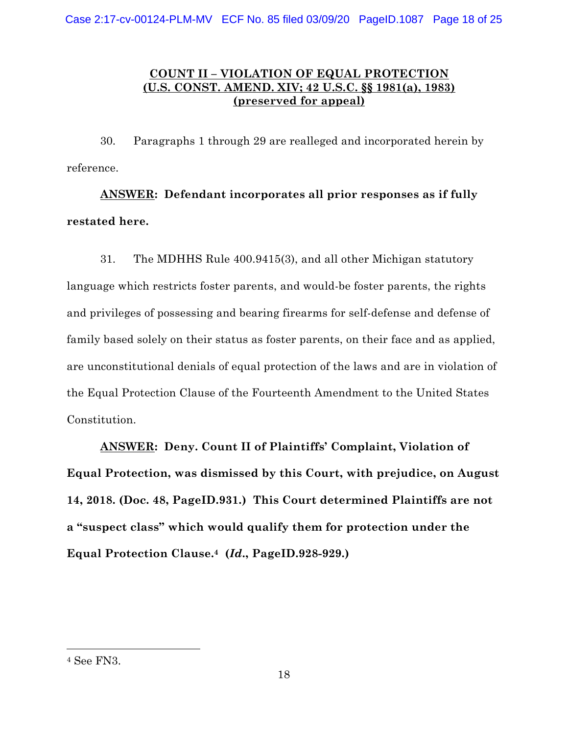**COUNT II – VIOLATION OF EQUAL PROTECTION**
**(U.S. CONST. AMEND. XIV; 42 U.S.C. §§ 1981(a), 1983)**
**(preserved for appeal)**

30. Paragraphs 1 through 29 are realleged and incorporated herein by reference.

**ANSWER: Defendant incorporates all prior responses as if fully restated here.**

31. The MDHHS Rule 400.9415(3), and all other Michigan statutory language which restricts foster parents, and would-be foster parents, the rights and privileges of possessing and bearing firearms for self-defense and defense of family based solely on their status as foster parents, on their face and as applied, are unconstitutional denials of equal protection of the laws and are in violation of the Equal Protection Clause of the Fourteenth Amendment to the United States Constitution.

**ANSWER: Deny. Count II of Plaintiffs' Complaint, Violation of Equal Protection, was dismissed by this Court, with prejudice, on August 14, 2018. (Doc. 48, PageID.931.) This Court determined Plaintiffs are not a "suspect class" which would qualify them for protection under the Equal Protection Clause.[4] (*Id.*, PageID.928-929.)**

---

[4] See FN3.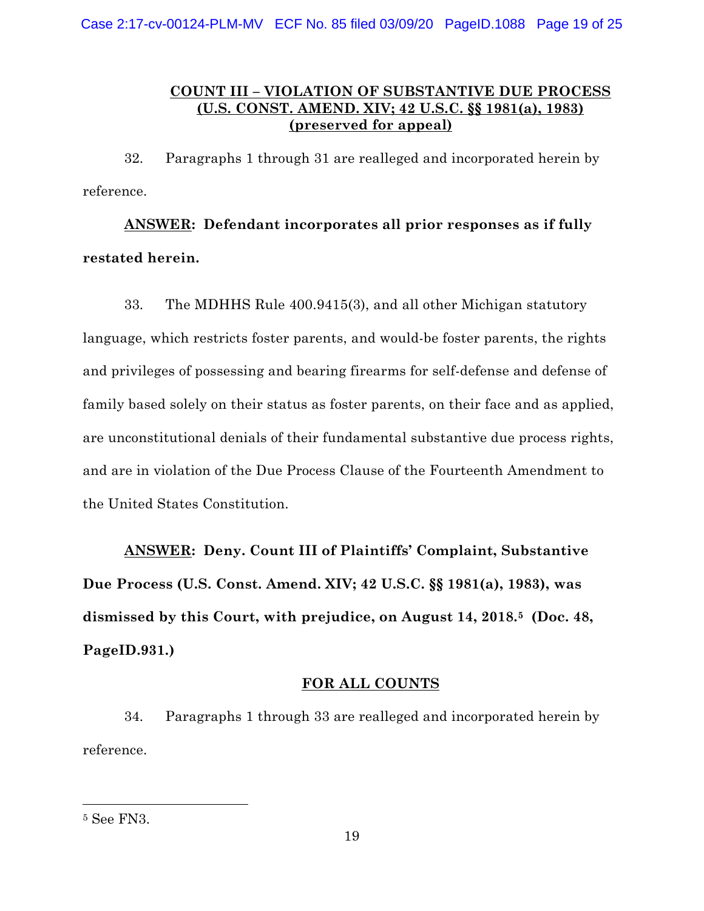## COUNT III – VIOLATION OF SUBSTANTIVE DUE PROCESS (U.S. CONST. AMEND. XIV; 42 U.S.C. §§ 1981(a), 1983) (preserved for appeal)

32. Paragraphs 1 through 31 are realleged and incorporated herein by reference.

**ANSWER: Defendant incorporates all prior responses as if fully restated herein.**

33. The MDHHS Rule 400.9415(3), and all other Michigan statutory language, which restricts foster parents, and would-be foster parents, the rights and privileges of possessing and bearing firearms for self-defense and defense of family based solely on their status as foster parents, on their face and as applied, are unconstitutional denials of their fundamental substantive due process rights, and are in violation of the Due Process Clause of the Fourteenth Amendment to the United States Constitution.

**ANSWER: Deny. Count III of Plaintiffs' Complaint, Substantive Due Process (U.S. Const. Amend. XIV; 42 U.S.C. §§ 1981(a), 1983), was dismissed by this Court, with prejudice, on August 14, 2018.[5] (Doc. 48, PageID.931.)**

## FOR ALL COUNTS

34. Paragraphs 1 through 33 are realleged and incorporated herein by reference.

---

[5] See FN3.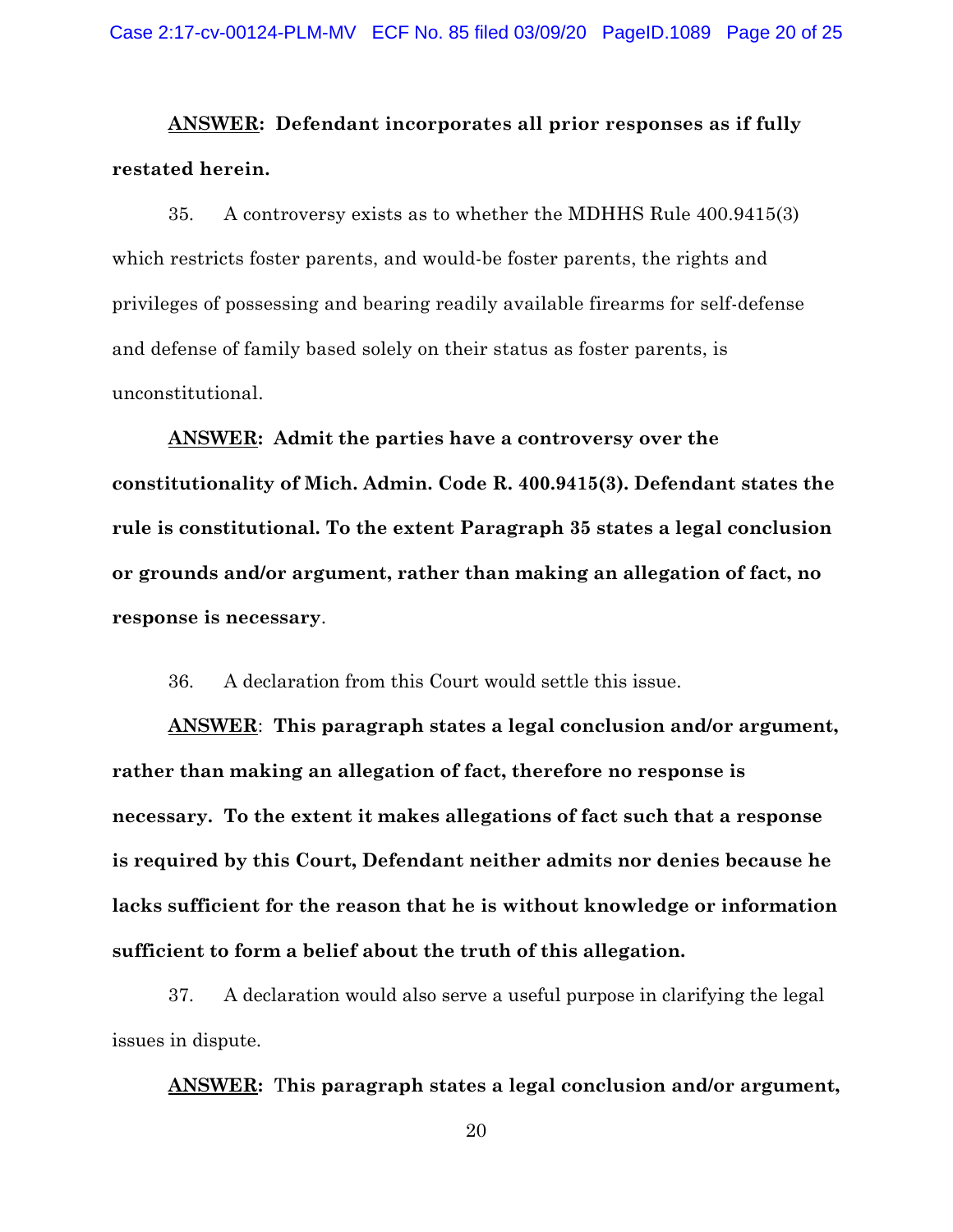**<u>ANSWER</u>: Defendant incorporates all prior responses as if fully restated herein.**

35. A controversy exists as to whether the MDHHS Rule 400.9415(3) which restricts foster parents, and would-be foster parents, the rights and privileges of possessing and bearing readily available firearms for self-defense and defense of family based solely on their status as foster parents, is unconstitutional.

**<u>ANSWER</u>: Admit the parties have a controversy over the constitutionality of Mich. Admin. Code R. 400.9415(3). Defendant states the rule is constitutional. To the extent Paragraph 35 states a legal conclusion or grounds and/or argument, rather than making an allegation of fact, no response is necessary**.

36. A declaration from this Court would settle this issue.

**<u>ANSWER</u>**: **This paragraph states a legal conclusion and/or argument, rather than making an allegation of fact, therefore no response is necessary. To the extent it makes allegations of fact such that a response is required by this Court, Defendant neither admits nor denies because he lacks sufficient for the reason that he is without knowledge or information sufficient to form a belief about the truth of this allegation.**

37. A declaration would also serve a useful purpose in clarifying the legal issues in dispute.

**<u>ANSWER</u>: This paragraph states a legal conclusion and/or argument,**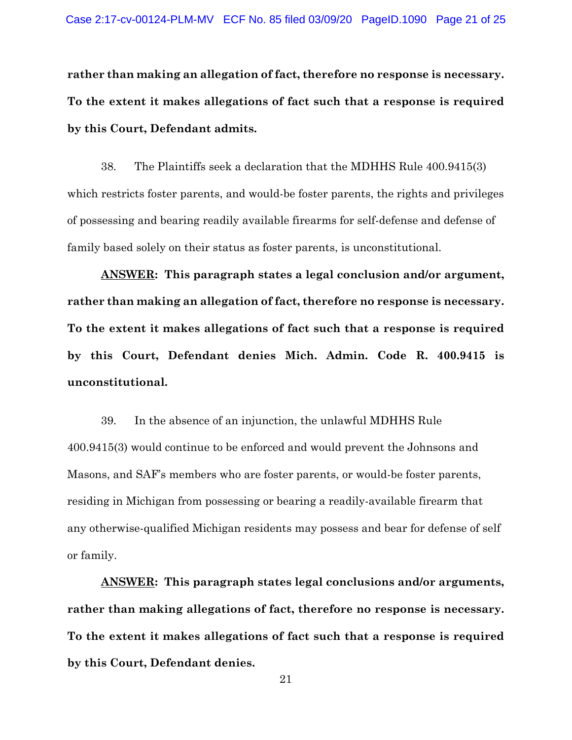**rather than making an allegation of fact, therefore no response is necessary. To the extent it makes allegations of fact such that a response is required by this Court, Defendant admits.**

38. The Plaintiffs seek a declaration that the MDHHS Rule 400.9415(3) which restricts foster parents, and would-be foster parents, the rights and privileges of possessing and bearing readily available firearms for self-defense and defense of family based solely on their status as foster parents, is unconstitutional.

**<u>ANSWER</u>: This paragraph states a legal conclusion and/or argument, rather than making an allegation of fact, therefore no response is necessary. To the extent it makes allegations of fact such that a response is required by this Court, Defendant denies Mich. Admin. Code R. 400.9415 is unconstitutional.**

39. In the absence of an injunction, the unlawful MDHHS Rule 400.9415(3) would continue to be enforced and would prevent the Johnsons and Masons, and SAF's members who are foster parents, or would-be foster parents, residing in Michigan from possessing or bearing a readily-available firearm that any otherwise-qualified Michigan residents may possess and bear for defense of self or family.

**<u>ANSWER</u>: This paragraph states legal conclusions and/or arguments, rather than making allegations of fact, therefore no response is necessary. To the extent it makes allegations of fact such that a response is required by this Court, Defendant denies.**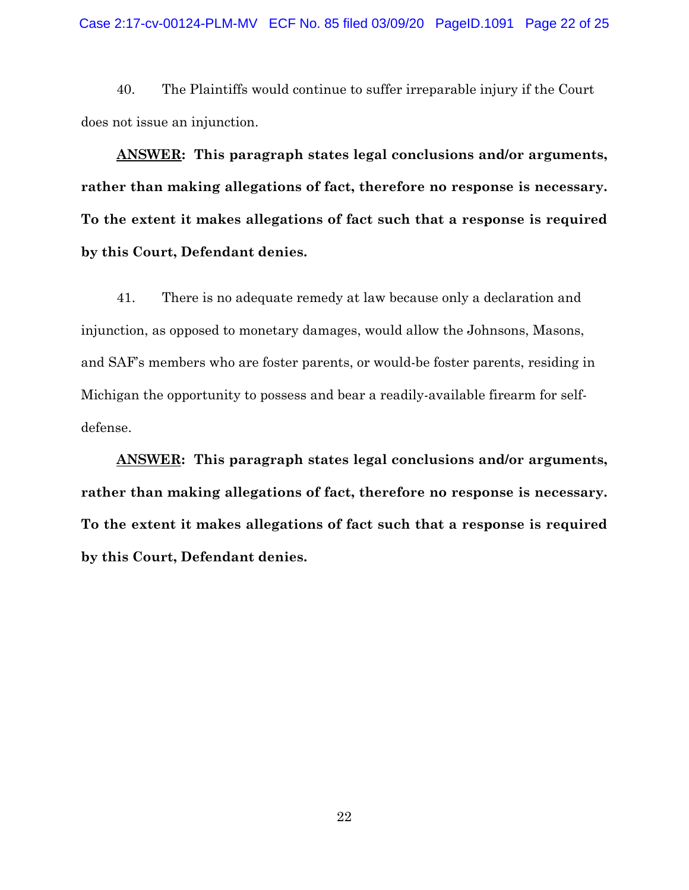40. The Plaintiffs would continue to suffer irreparable injury if the Court does not issue an injunction.

**<u>ANSWER</u>: This paragraph states legal conclusions and/or arguments, rather than making allegations of fact, therefore no response is necessary. To the extent it makes allegations of fact such that a response is required by this Court, Defendant denies.**

41. There is no adequate remedy at law because only a declaration and injunction, as opposed to monetary damages, would allow the Johnsons, Masons, and SAF's members who are foster parents, or would-be foster parents, residing in Michigan the opportunity to possess and bear a readily-available firearm for self-defense.

**<u>ANSWER</u>: This paragraph states legal conclusions and/or arguments, rather than making allegations of fact, therefore no response is necessary. To the extent it makes allegations of fact such that a response is required by this Court, Defendant denies.**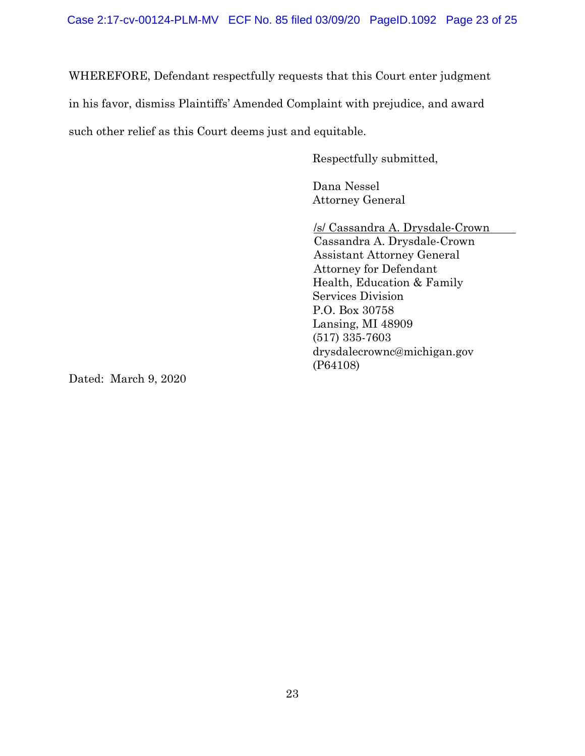WHEREFORE, Defendant respectfully requests that this Court enter judgment in his favor, dismiss Plaintiffs' Amended Complaint with prejudice, and award such other relief as this Court deems just and equitable.

Respectfully submitted,

Dana Nessel
Attorney General

/s/ Cassandra A. Drysdale-Crown
Cassandra A. Drysdale-Crown
Assistant Attorney General
Attorney for Defendant
Health, Education & Family
Services Division
P.O. Box 30758
Lansing, MI 48909
(517) 335-7603
drysdalecrownc@michigan.gov
(P64108)

Dated: March 9, 2020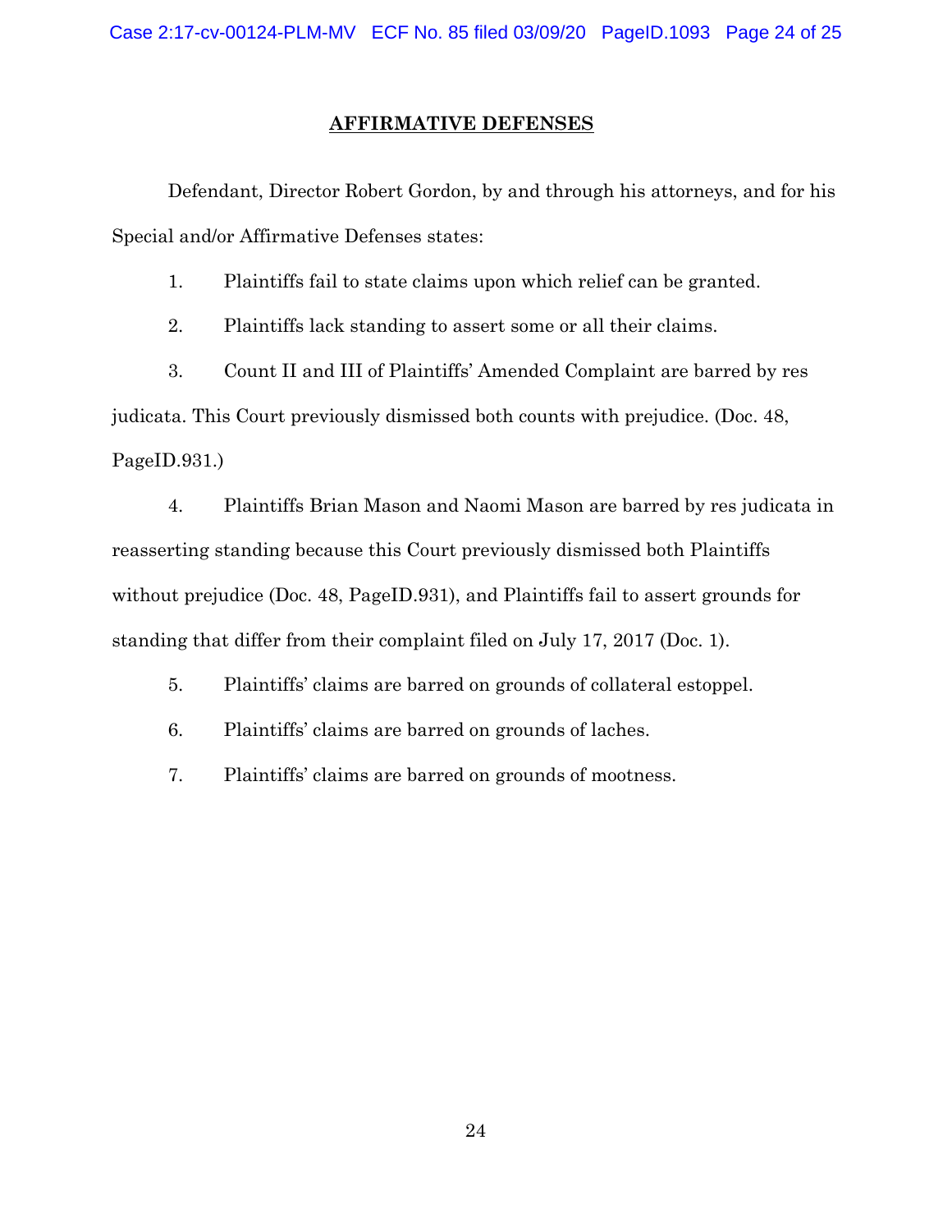# AFFIRMATIVE DEFENSES

Defendant, Director Robert Gordon, by and through his attorneys, and for his Special and/or Affirmative Defenses states:

1. Plaintiffs fail to state claims upon which relief can be granted.

2. Plaintiffs lack standing to assert some or all their claims.

3. Count II and III of Plaintiffs' Amended Complaint are barred by res judicata. This Court previously dismissed both counts with prejudice. (Doc. 48, PageID.931.)

4. Plaintiffs Brian Mason and Naomi Mason are barred by res judicata in reasserting standing because this Court previously dismissed both Plaintiffs without prejudice (Doc. 48, PageID.931), and Plaintiffs fail to assert grounds for standing that differ from their complaint filed on July 17, 2017 (Doc. 1).

5. Plaintiffs' claims are barred on grounds of collateral estoppel.

6. Plaintiffs' claims are barred on grounds of laches.

7. Plaintiffs' claims are barred on grounds of mootness.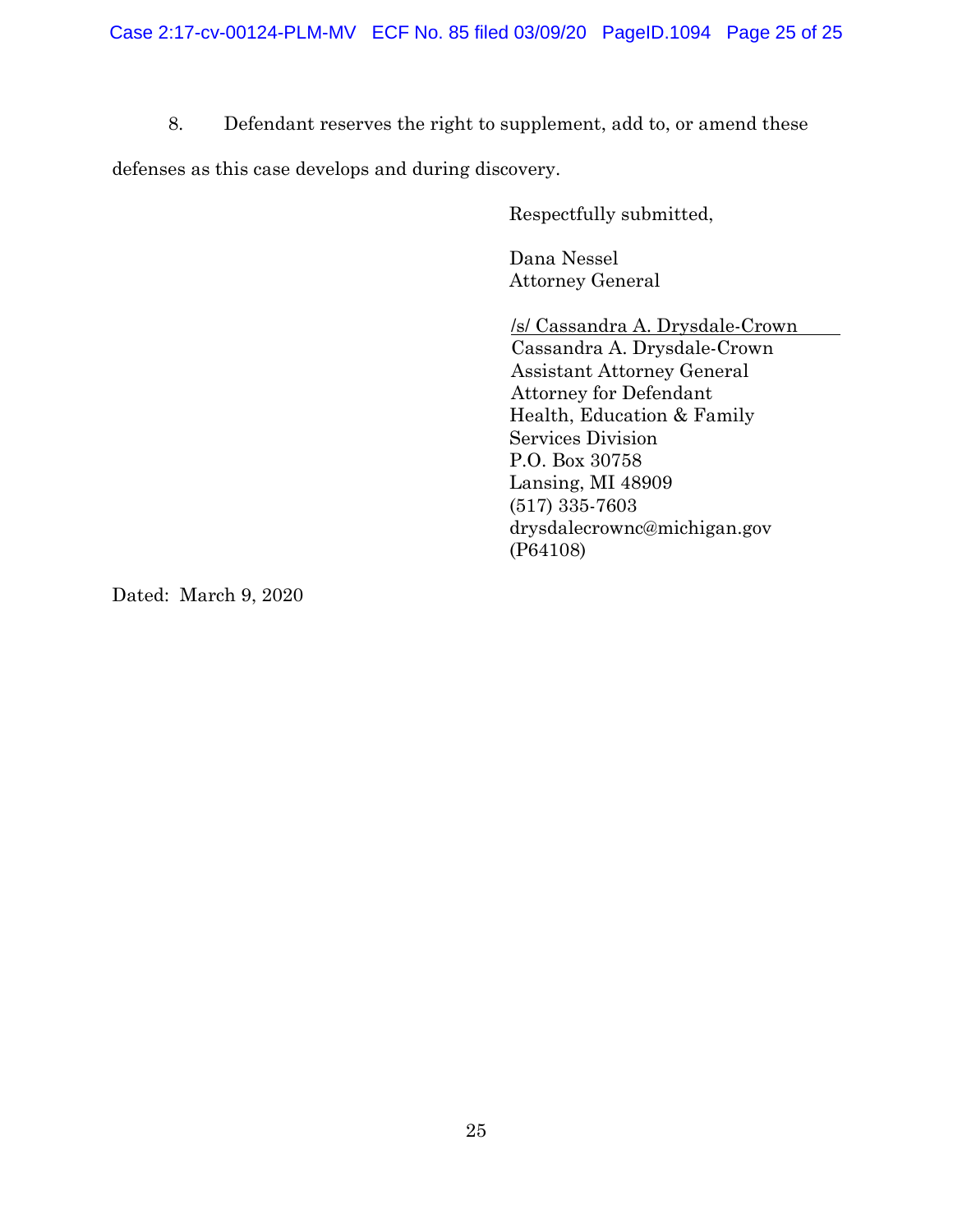8. Defendant reserves the right to supplement, add to, or amend these defenses as this case develops and during discovery.

Respectfully submitted,

Dana Nessel
Attorney General

/s/ Cassandra A. Drysdale-Crown
Cassandra A. Drysdale-Crown
Assistant Attorney General
Attorney for Defendant
Health, Education & Family
Services Division
P.O. Box 30758
Lansing, MI 48909
(517) 335-7603
drysdalecrownc@michigan.gov
(P64108)

Dated: March 9, 2020